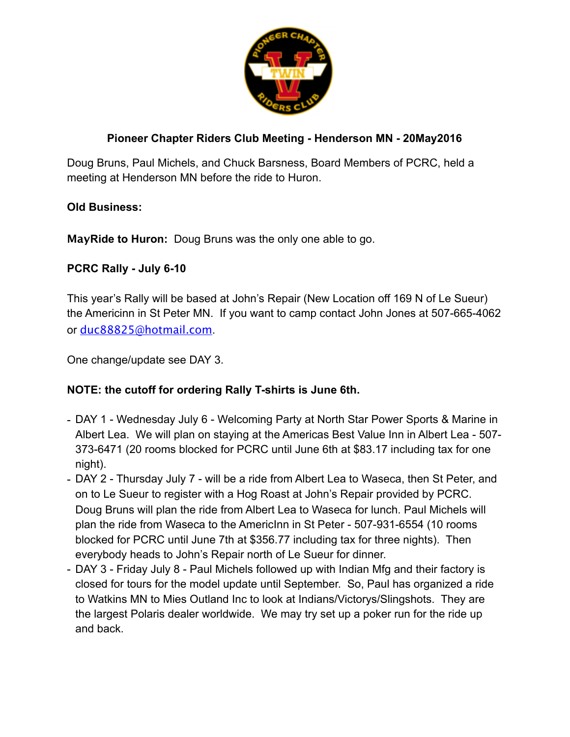**Pioneer Chapter Riders Club Meeting - Henderson MN - 20May2016**

Doug Bruns, Paul Michels, and Chuck Barsness, Board Members of PCRC, held a meeting at Henderson MN before the ride to Huron.

**Old Business:**

**MayRide to Huron:** Doug Bruns was the only one able to go.

**PCRC Rally - July 6-10**

This year's Rally will be based at John's Repair (New Location off 169 N of Le Sueur) the Americinn in St Peter MN. If you want to camp contact John Jones at 507-665-4062 or duc88825@hotmail.com.

One change/update see DAY 3.

**NOTE: the cutoff for ordering Rally T-shirts is June 6th.**

- DAY 1 - Wednesday July 6 - Welcoming Party at North Star Power Sports & Marine in Albert Lea. We will plan on staying at the Americas Best Value Inn in Albert Lea - 507-373-6471 (20 rooms blocked for PCRC until June 6th at $83.17 including tax for one night).
- DAY 2 - Thursday July 7 - will be a ride from Albert Lea to Waseca, then St Peter, and on to Le Sueur to register with a Hog Roast at John's Repair provided by PCRC. Doug Bruns will plan the ride from Albert Lea to Waseca for lunch. Paul Michels will plan the ride from Waseca to the AmericInn in St Peter - 507-931-6554 (10 rooms blocked for PCRC until June 7th at $356.77 including tax for three nights). Then everybody heads to John's Repair north of Le Sueur for dinner.
- DAY 3 - Friday July 8 - Paul Michels followed up with Indian Mfg and their factory is closed for tours for the model update until September. So, Paul has organized a ride to Watkins MN to Mies Outland Inc to look at Indians/Victorys/Slingshots. They are the largest Polaris dealer worldwide. We may try set up a poker run for the ride up and back.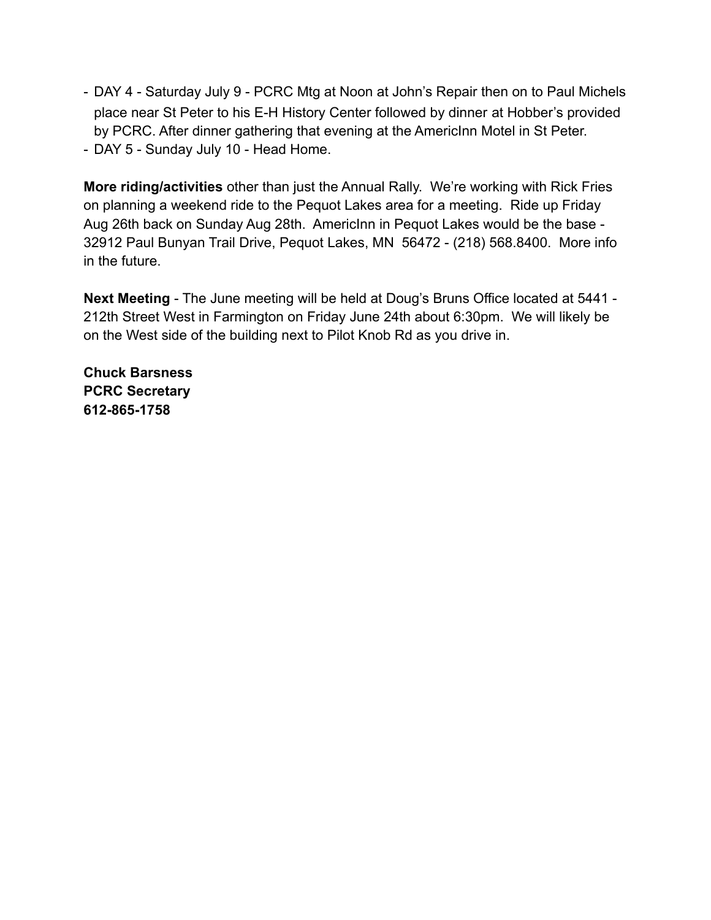- DAY 4 - Saturday July 9 - PCRC Mtg at Noon at John's Repair then on to Paul Michels place near St Peter to his E-H History Center followed by dinner at Hobber's provided by PCRC. After dinner gathering that evening at the AmericInn Motel in St Peter.
- DAY 5 - Sunday July 10 - Head Home.

**More riding/activities** other than just the Annual Rally. We're working with Rick Fries on planning a weekend ride to the Pequot Lakes area for a meeting. Ride up Friday Aug 26th back on Sunday Aug 28th. AmericInn in Pequot Lakes would be the base - 32912 Paul Bunyan Trail Drive, Pequot Lakes, MN 56472 - (218) 568.8400. More info in the future.

**Next Meeting** - The June meeting will be held at Doug's Bruns Office located at 5441 - 212th Street West in Farmington on Friday June 24th about 6:30pm. We will likely be on the West side of the building next to Pilot Knob Rd as you drive in.

**Chuck Barsness**
**PCRC Secretary**
**612-865-1758**